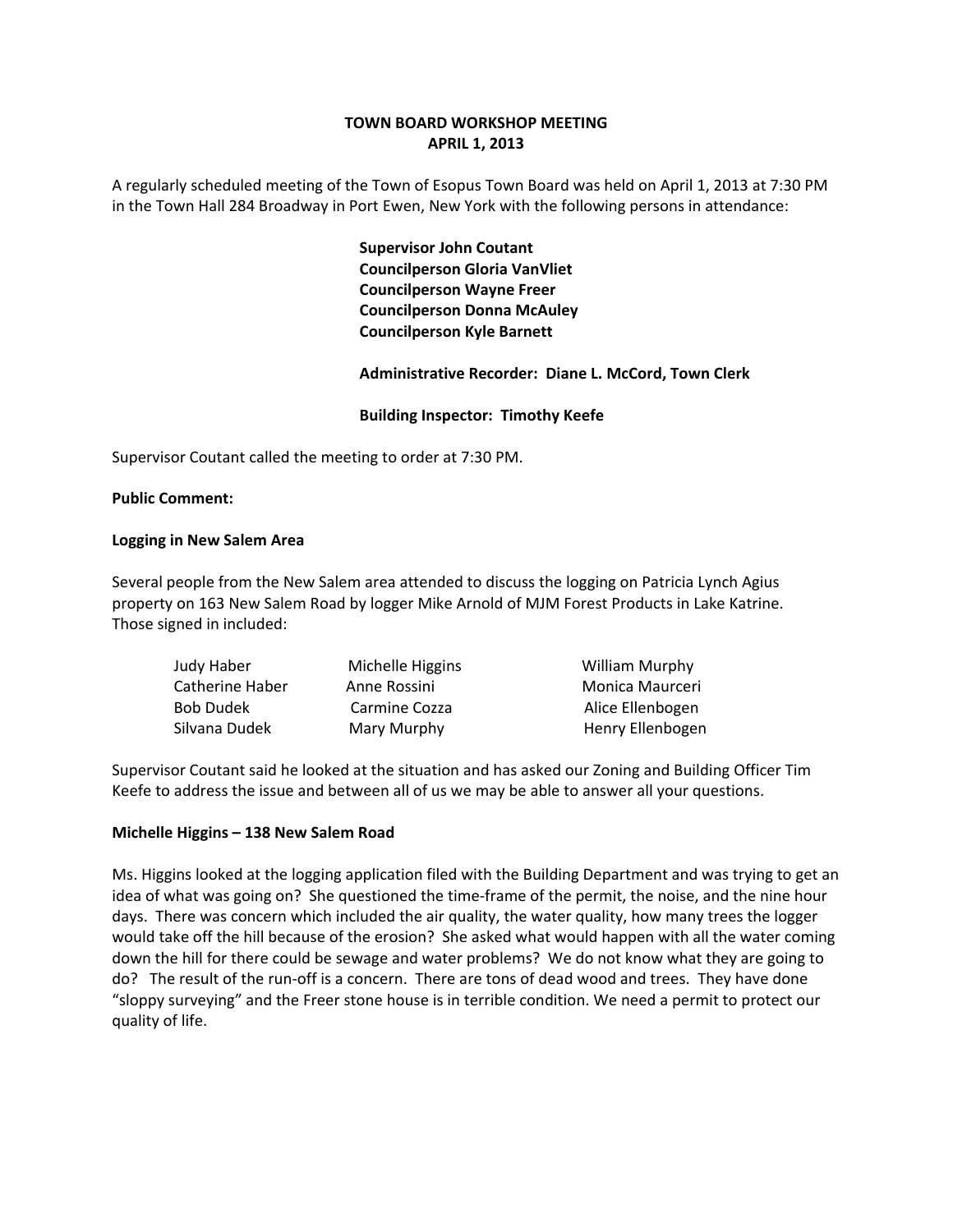# TOWN BOARD WORKSHOP MEETING
## APRIL 1, 2013

A regularly scheduled meeting of the Town of Esopus Town Board was held on April 1, 2013 at 7:30 PM in the Town Hall 284 Broadway in Port Ewen, New York with the following persons in attendance:

**Supervisor John Coutant**
**Councilperson Gloria VanVliet**
**Councilperson Wayne Freer**
**Councilperson Donna McAuley**
**Councilperson Kyle Barnett**

**Administrative Recorder: Diane L. McCord, Town Clerk**

**Building Inspector: Timothy Keefe**

Supervisor Coutant called the meeting to order at 7:30 PM.

**Public Comment:**

**Logging in New Salem Area**

Several people from the New Salem area attended to discuss the logging on Patricia Lynch Agius property on 163 New Salem Road by logger Mike Arnold of MJM Forest Products in Lake Katrine. Those signed in included:

| | | |
|---|---|---|
| Judy Haber | Michelle Higgins | William Murphy |
| Catherine Haber | Anne Rossini | Monica Maurceri |
| Bob Dudek | Carmine Cozza | Alice Ellenbogen |
| Silvana Dudek | Mary Murphy | Henry Ellenbogen |

Supervisor Coutant said he looked at the situation and has asked our Zoning and Building Officer Tim Keefe to address the issue and between all of us we may be able to answer all your questions.

**Michelle Higgins – 138 New Salem Road**

Ms. Higgins looked at the logging application filed with the Building Department and was trying to get an idea of what was going on? She questioned the time-frame of the permit, the noise, and the nine hour days. There was concern which included the air quality, the water quality, how many trees the logger would take off the hill because of the erosion? She asked what would happen with all the water coming down the hill for there could be sewage and water problems? We do not know what they are going to do? The result of the run-off is a concern. There are tons of dead wood and trees. They have done "sloppy surveying" and the Freer stone house is in terrible condition. We need a permit to protect our quality of life.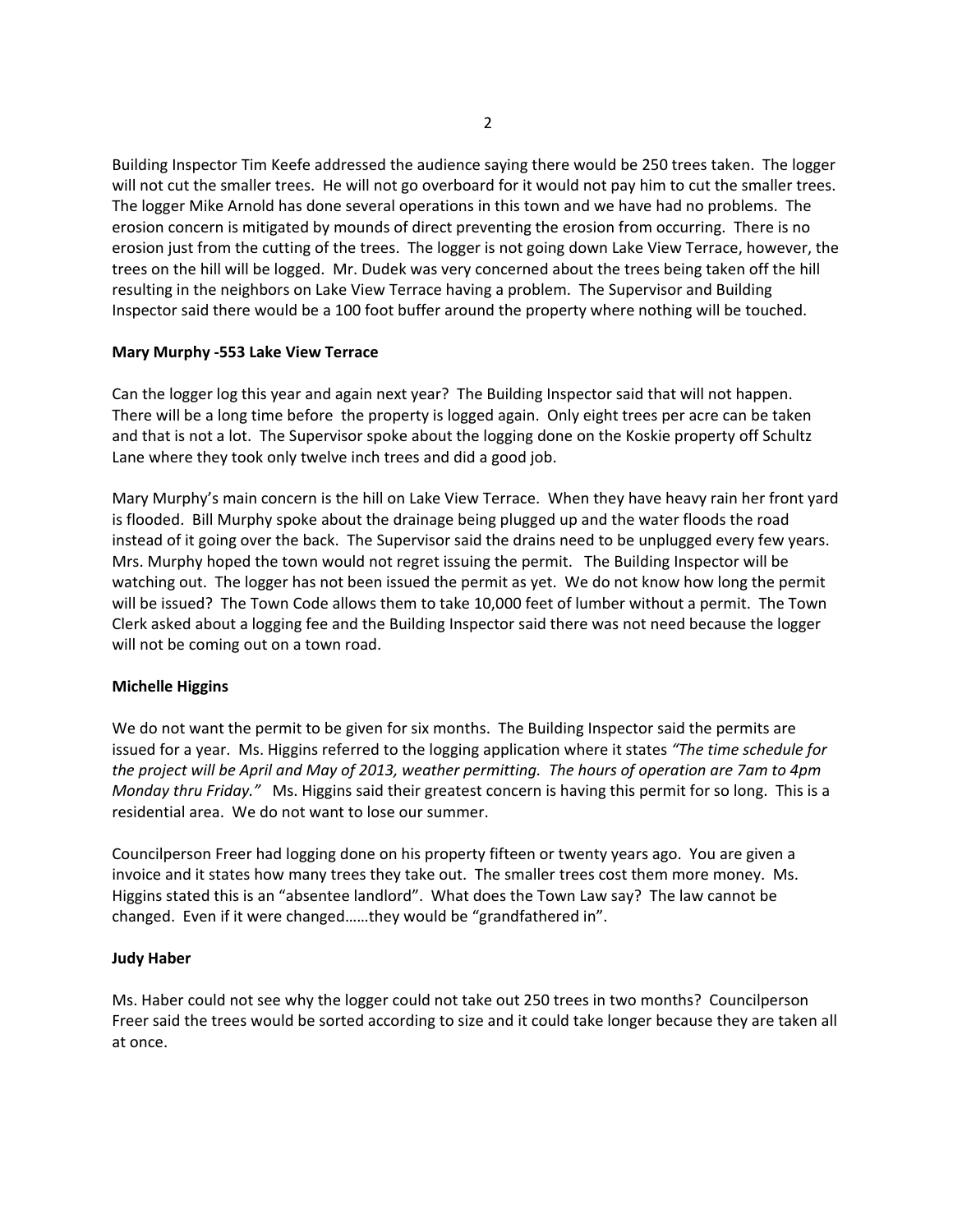Building Inspector Tim Keefe addressed the audience saying there would be 250 trees taken. The logger will not cut the smaller trees. He will not go overboard for it would not pay him to cut the smaller trees. The logger Mike Arnold has done several operations in this town and we have had no problems. The erosion concern is mitigated by mounds of direct preventing the erosion from occurring. There is no erosion just from the cutting of the trees. The logger is not going down Lake View Terrace, however, the trees on the hill will be logged. Mr. Dudek was very concerned about the trees being taken off the hill resulting in the neighbors on Lake View Terrace having a problem. The Supervisor and Building Inspector said there would be a 100 foot buffer around the property where nothing will be touched.

**Mary Murphy -553 Lake View Terrace**

Can the logger log this year and again next year? The Building Inspector said that will not happen. There will be a long time before the property is logged again. Only eight trees per acre can be taken and that is not a lot. The Supervisor spoke about the logging done on the Koskie property off Schultz Lane where they took only twelve inch trees and did a good job.

Mary Murphy's main concern is the hill on Lake View Terrace. When they have heavy rain her front yard is flooded. Bill Murphy spoke about the drainage being plugged up and the water floods the road instead of it going over the back. The Supervisor said the drains need to be unplugged every few years. Mrs. Murphy hoped the town would not regret issuing the permit. The Building Inspector will be watching out. The logger has not been issued the permit as yet. We do not know how long the permit will be issued? The Town Code allows them to take 10,000 feet of lumber without a permit. The Town Clerk asked about a logging fee and the Building Inspector said there was not need because the logger will not be coming out on a town road.

**Michelle Higgins**

We do not want the permit to be given for six months. The Building Inspector said the permits are issued for a year. Ms. Higgins referred to the logging application where it states *"The time schedule for the project will be April and May of 2013, weather permitting. The hours of operation are 7am to 4pm Monday thru Friday."* Ms. Higgins said their greatest concern is having this permit for so long. This is a residential area. We do not want to lose our summer.

Councilperson Freer had logging done on his property fifteen or twenty years ago. You are given a invoice and it states how many trees they take out. The smaller trees cost them more money. Ms. Higgins stated this is an "absentee landlord". What does the Town Law say? The law cannot be changed. Even if it were changed……they would be "grandfathered in".

**Judy Haber**

Ms. Haber could not see why the logger could not take out 250 trees in two months? Councilperson Freer said the trees would be sorted according to size and it could take longer because they are taken all at once.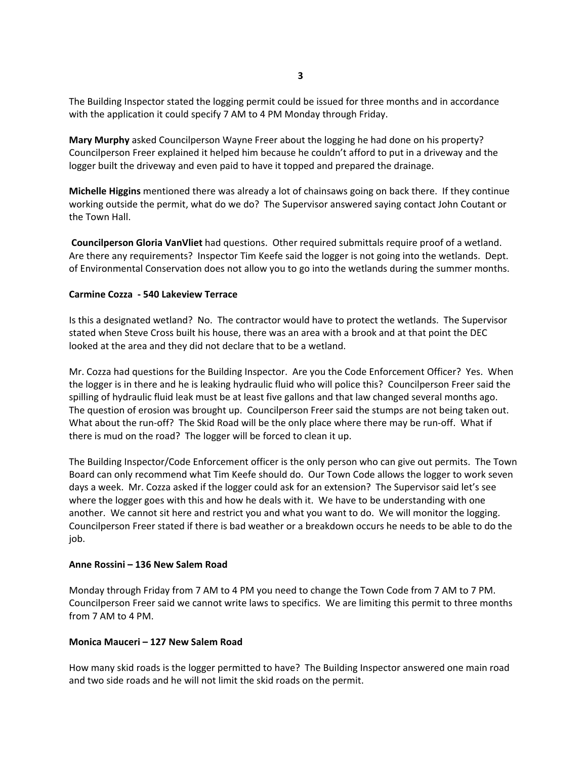The Building Inspector stated the logging permit could be issued for three months and in accordance with the application it could specify 7 AM to 4 PM Monday through Friday.

**Mary Murphy** asked Councilperson Wayne Freer about the logging he had done on his property? Councilperson Freer explained it helped him because he couldn't afford to put in a driveway and the logger built the driveway and even paid to have it topped and prepared the drainage.

**Michelle Higgins** mentioned there was already a lot of chainsaws going on back there. If they continue working outside the permit, what do we do? The Supervisor answered saying contact John Coutant or the Town Hall.

**Councilperson Gloria VanVliet** had questions. Other required submittals require proof of a wetland. Are there any requirements? Inspector Tim Keefe said the logger is not going into the wetlands. Dept. of Environmental Conservation does not allow you to go into the wetlands during the summer months.

**Carmine Cozza - 540 Lakeview Terrace**

Is this a designated wetland? No. The contractor would have to protect the wetlands. The Supervisor stated when Steve Cross built his house, there was an area with a brook and at that point the DEC looked at the area and they did not declare that to be a wetland.

Mr. Cozza had questions for the Building Inspector. Are you the Code Enforcement Officer? Yes. When the logger is in there and he is leaking hydraulic fluid who will police this? Councilperson Freer said the spilling of hydraulic fluid leak must be at least five gallons and that law changed several months ago. The question of erosion was brought up. Councilperson Freer said the stumps are not being taken out. What about the run-off? The Skid Road will be the only place where there may be run-off. What if there is mud on the road? The logger will be forced to clean it up.

The Building Inspector/Code Enforcement officer is the only person who can give out permits. The Town Board can only recommend what Tim Keefe should do. Our Town Code allows the logger to work seven days a week. Mr. Cozza asked if the logger could ask for an extension? The Supervisor said let's see where the logger goes with this and how he deals with it. We have to be understanding with one another. We cannot sit here and restrict you and what you want to do. We will monitor the logging. Councilperson Freer stated if there is bad weather or a breakdown occurs he needs to be able to do the job.

**Anne Rossini – 136 New Salem Road**

Monday through Friday from 7 AM to 4 PM you need to change the Town Code from 7 AM to 7 PM. Councilperson Freer said we cannot write laws to specifics. We are limiting this permit to three months from 7 AM to 4 PM.

**Monica Mauceri – 127 New Salem Road**

How many skid roads is the logger permitted to have? The Building Inspector answered one main road and two side roads and he will not limit the skid roads on the permit.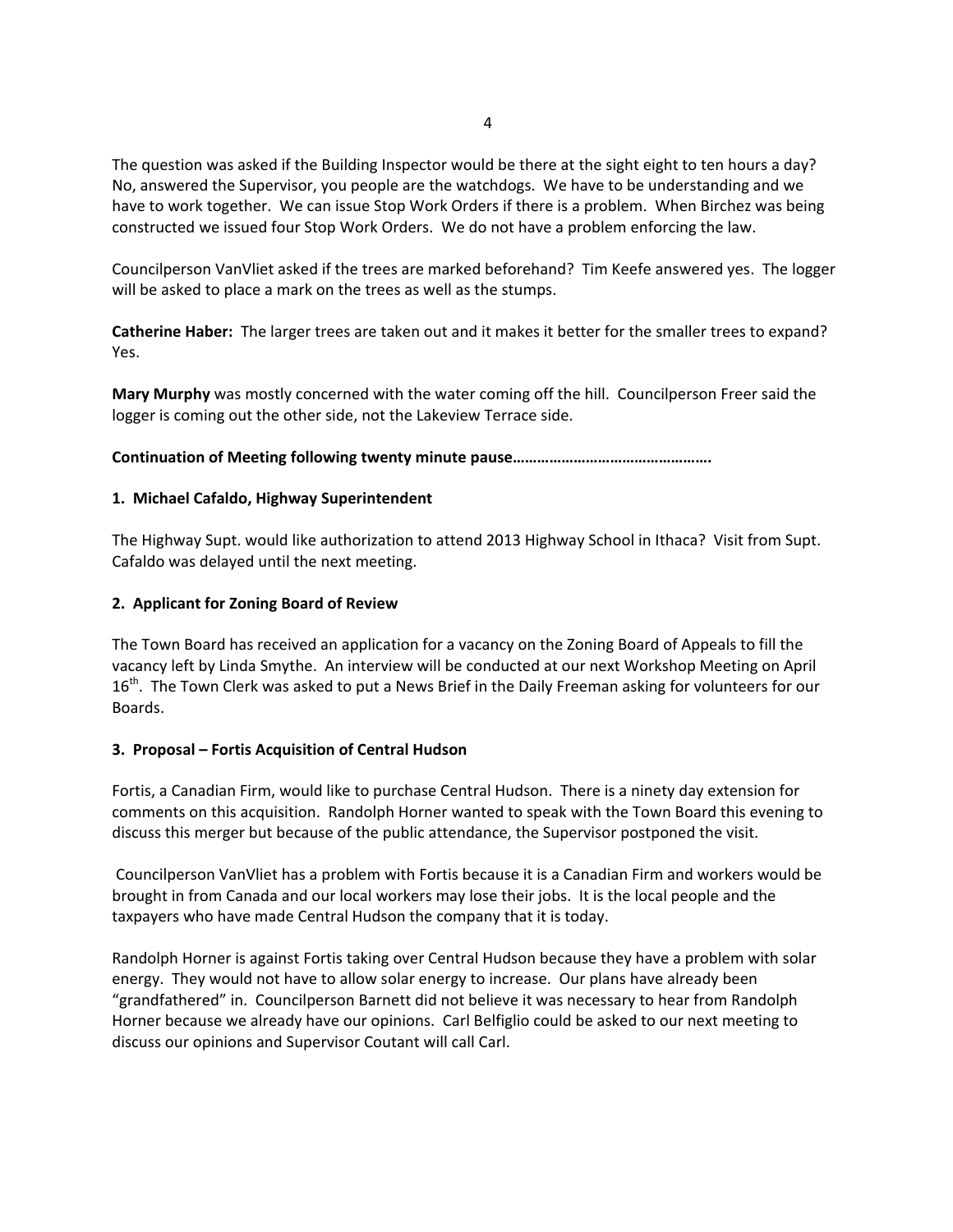The question was asked if the Building Inspector would be there at the sight eight to ten hours a day? No, answered the Supervisor, you people are the watchdogs. We have to be understanding and we have to work together. We can issue Stop Work Orders if there is a problem. When Birchez was being constructed we issued four Stop Work Orders. We do not have a problem enforcing the law.

Councilperson VanVliet asked if the trees are marked beforehand? Tim Keefe answered yes. The logger will be asked to place a mark on the trees as well as the stumps.

**Catherine Haber:** The larger trees are taken out and it makes it better for the smaller trees to expand? Yes.

**Mary Murphy** was mostly concerned with the water coming off the hill. Councilperson Freer said the logger is coming out the other side, not the Lakeview Terrace side.

**Continuation of Meeting following twenty minute pause………………………………………….**

**1. Michael Cafaldo, Highway Superintendent**

The Highway Supt. would like authorization to attend 2013 Highway School in Ithaca? Visit from Supt. Cafaldo was delayed until the next meeting.

**2. Applicant for Zoning Board of Review**

The Town Board has received an application for a vacancy on the Zoning Board of Appeals to fill the vacancy left by Linda Smythe. An interview will be conducted at our next Workshop Meeting on April 16th. The Town Clerk was asked to put a News Brief in the Daily Freeman asking for volunteers for our Boards.

**3. Proposal – Fortis Acquisition of Central Hudson**

Fortis, a Canadian Firm, would like to purchase Central Hudson. There is a ninety day extension for comments on this acquisition. Randolph Horner wanted to speak with the Town Board this evening to discuss this merger but because of the public attendance, the Supervisor postponed the visit.

Councilperson VanVliet has a problem with Fortis because it is a Canadian Firm and workers would be brought in from Canada and our local workers may lose their jobs. It is the local people and the taxpayers who have made Central Hudson the company that it is today.

Randolph Horner is against Fortis taking over Central Hudson because they have a problem with solar energy. They would not have to allow solar energy to increase. Our plans have already been "grandfathered" in. Councilperson Barnett did not believe it was necessary to hear from Randolph Horner because we already have our opinions. Carl Belfiglio could be asked to our next meeting to discuss our opinions and Supervisor Coutant will call Carl.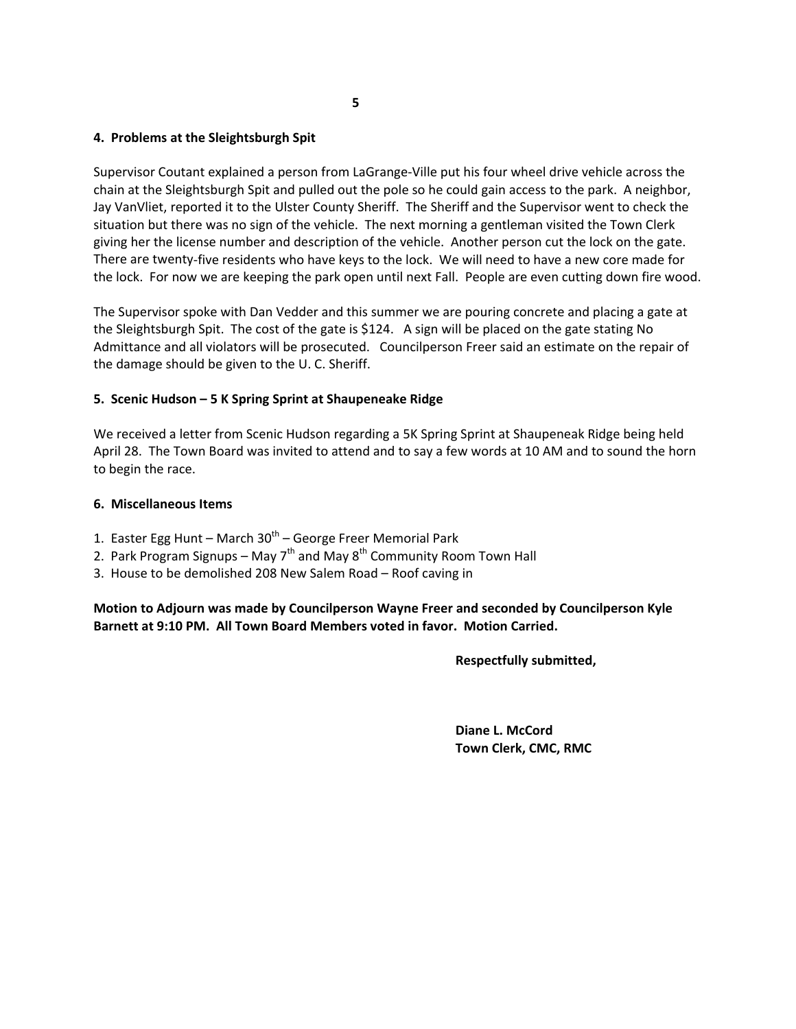#### 4. Problems at the Sleightsburgh Spit

Supervisor Coutant explained a person from LaGrange-Ville put his four wheel drive vehicle across the chain at the Sleightsburgh Spit and pulled out the pole so he could gain access to the park. A neighbor, Jay VanVliet, reported it to the Ulster County Sheriff. The Sheriff and the Supervisor went to check the situation but there was no sign of the vehicle. The next morning a gentleman visited the Town Clerk giving her the license number and description of the vehicle. Another person cut the lock on the gate. There are twenty-five residents who have keys to the lock. We will need to have a new core made for the lock. For now we are keeping the park open until next Fall. People are even cutting down fire wood.

The Supervisor spoke with Dan Vedder and this summer we are pouring concrete and placing a gate at the Sleightsburgh Spit. The cost of the gate is $124. A sign will be placed on the gate stating No Admittance and all violators will be prosecuted. Councilperson Freer said an estimate on the repair of the damage should be given to the U. C. Sheriff.

#### 5. Scenic Hudson – 5 K Spring Sprint at Shaupeneake Ridge

We received a letter from Scenic Hudson regarding a 5K Spring Sprint at Shaupeneak Ridge being held April 28. The Town Board was invited to attend and to say a few words at 10 AM and to sound the horn to begin the race.

#### 6. Miscellaneous Items

1. Easter Egg Hunt – March 30th – George Freer Memorial Park
2. Park Program Signups – May 7th and May 8th Community Room Town Hall
3. House to be demolished 208 New Salem Road – Roof caving in

**Motion to Adjourn was made by Councilperson Wayne Freer and seconded by Councilperson Kyle Barnett at 9:10 PM. All Town Board Members voted in favor. Motion Carried.**

**Respectfully submitted,**

**Diane L. McCord**
**Town Clerk, CMC, RMC**